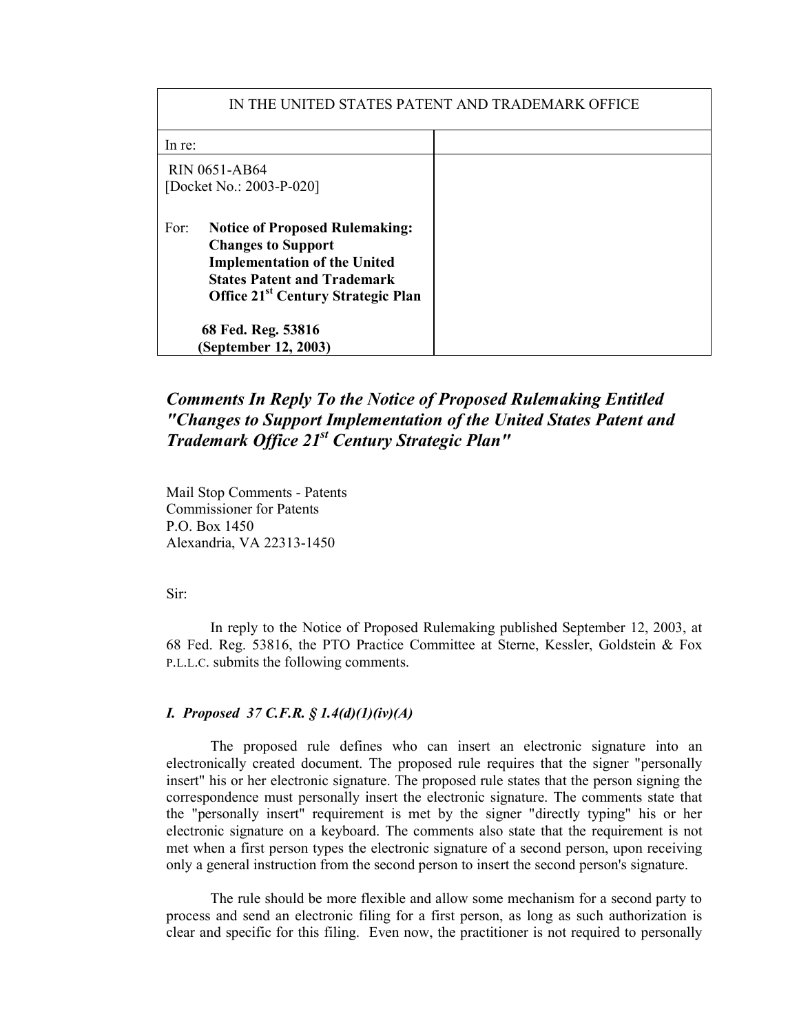| IN THE UNITED STATES PATENT AND TRADEMARK OFFICE | |
|---|---|
| In re: | |
| RIN 0651-AB64<br>[Docket No.: 2003-P-020]<br><br>For: **Notice of Proposed Rulemaking: Changes to Support Implementation of the United States Patent and Trademark Office 21st Century Strategic Plan**<br><br>**68 Fed. Reg. 53816 (September 12, 2003)** | |

## *Comments In Reply To the Notice of Proposed Rulemaking Entitled "Changes to Support Implementation of the United States Patent and Trademark Office 21st Century Strategic Plan"*

Mail Stop Comments - Patents
Commissioner for Patents
P.O. Box 1450
Alexandria, VA 22313-1450

Sir:

In reply to the Notice of Proposed Rulemaking published September 12, 2003, at 68 Fed. Reg. 53816, the PTO Practice Committee at Sterne, Kessler, Goldstein & Fox P.L.L.C. submits the following comments.

### *I. Proposed 37 C.F.R. § 1.4(d)(1)(iv)(A)*

The proposed rule defines who can insert an electronic signature into an electronically created document. The proposed rule requires that the signer "personally insert" his or her electronic signature. The proposed rule states that the person signing the correspondence must personally insert the electronic signature. The comments state that the "personally insert" requirement is met by the signer "directly typing" his or her electronic signature on a keyboard. The comments also state that the requirement is not met when a first person types the electronic signature of a second person, upon receiving only a general instruction from the second person to insert the second person's signature.

The rule should be more flexible and allow some mechanism for a second party to process and send an electronic filing for a first person, as long as such authorization is clear and specific for this filing. Even now, the practitioner is not required to personally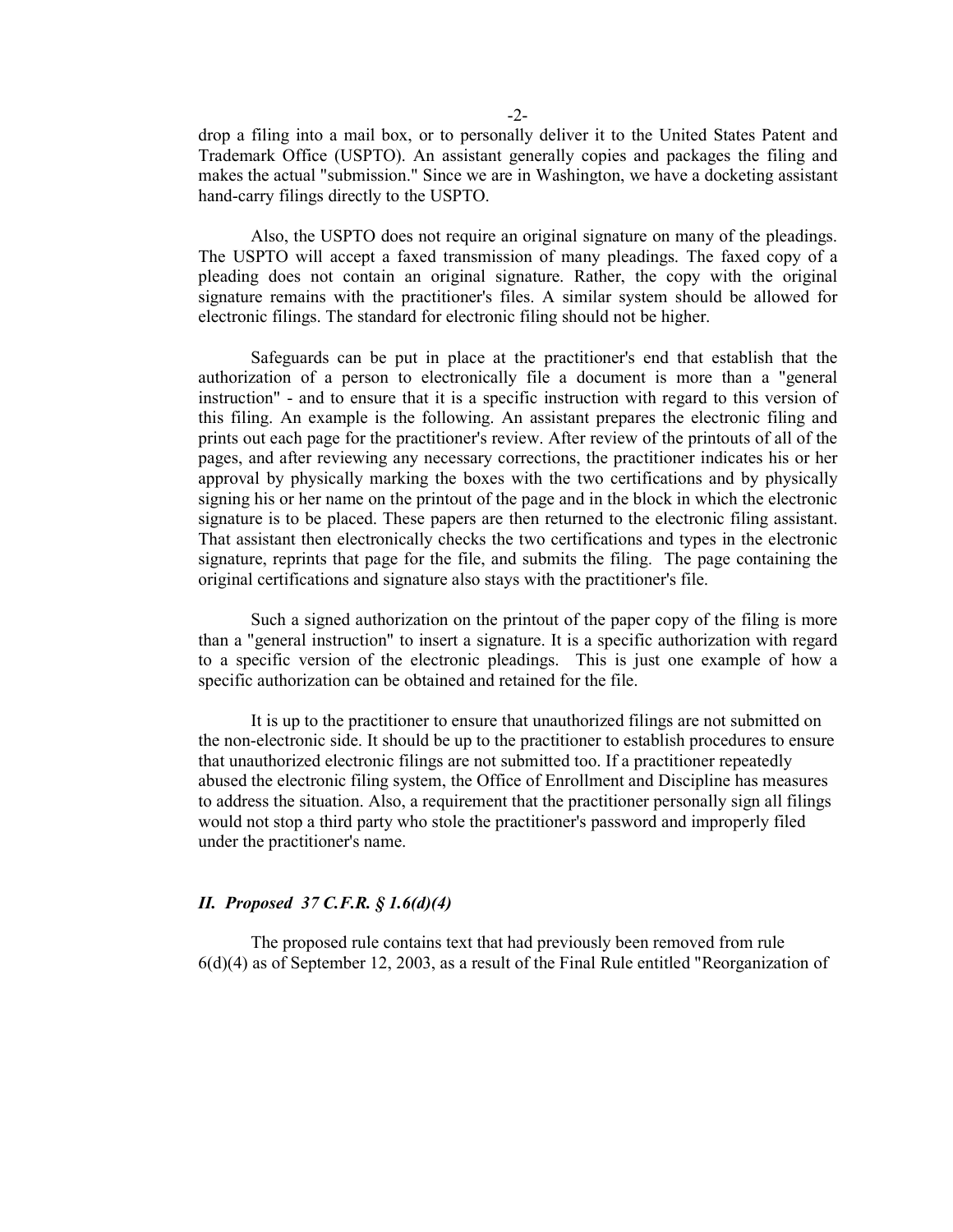drop a filing into a mail box, or to personally deliver it to the United States Patent and Trademark Office (USPTO). An assistant generally copies and packages the filing and makes the actual "submission." Since we are in Washington, we have a docketing assistant hand-carry filings directly to the USPTO.

Also, the USPTO does not require an original signature on many of the pleadings. The USPTO will accept a faxed transmission of many pleadings. The faxed copy of a pleading does not contain an original signature. Rather, the copy with the original signature remains with the practitioner's files. A similar system should be allowed for electronic filings. The standard for electronic filing should not be higher.

Safeguards can be put in place at the practitioner's end that establish that the authorization of a person to electronically file a document is more than a "general instruction" - and to ensure that it is a specific instruction with regard to this version of this filing. An example is the following. An assistant prepares the electronic filing and prints out each page for the practitioner's review. After review of the printouts of all of the pages, and after reviewing any necessary corrections, the practitioner indicates his or her approval by physically marking the boxes with the two certifications and by physically signing his or her name on the printout of the page and in the block in which the electronic signature is to be placed. These papers are then returned to the electronic filing assistant. That assistant then electronically checks the two certifications and types in the electronic signature, reprints that page for the file, and submits the filing. The page containing the original certifications and signature also stays with the practitioner's file.

Such a signed authorization on the printout of the paper copy of the filing is more than a "general instruction" to insert a signature. It is a specific authorization with regard to a specific version of the electronic pleadings. This is just one example of how a specific authorization can be obtained and retained for the file.

It is up to the practitioner to ensure that unauthorized filings are not submitted on the non-electronic side. It should be up to the practitioner to establish procedures to ensure that unauthorized electronic filings are not submitted too. If a practitioner repeatedly abused the electronic filing system, the Office of Enrollment and Discipline has measures to address the situation. Also, a requirement that the practitioner personally sign all filings would not stop a third party who stole the practitioner's password and improperly filed under the practitioner's name.

### *II. Proposed 37 C.F.R. § 1.6(d)(4)*

The proposed rule contains text that had previously been removed from rule 6(d)(4) as of September 12, 2003, as a result of the Final Rule entitled "Reorganization of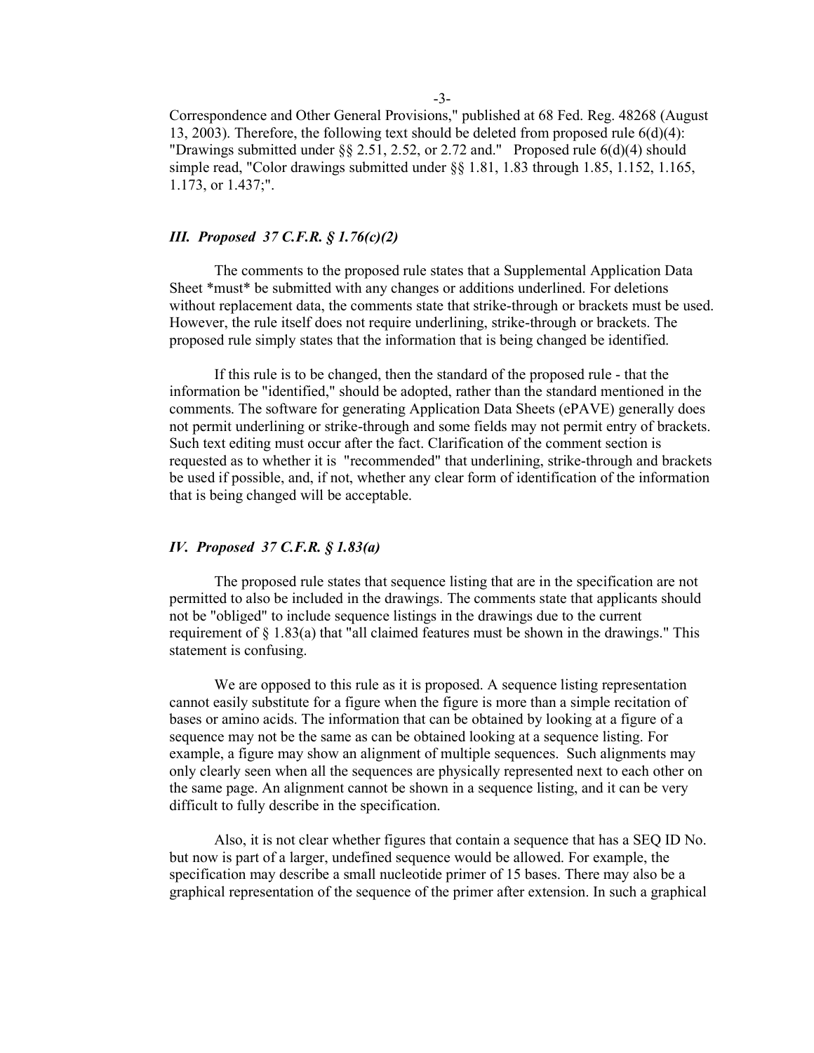Correspondence and Other General Provisions," published at 68 Fed. Reg. 48268 (August 13, 2003). Therefore, the following text should be deleted from proposed rule 6(d)(4): "Drawings submitted under §§ 2.51, 2.52, or 2.72 and." Proposed rule 6(d)(4) should simple read, "Color drawings submitted under §§ 1.81, 1.83 through 1.85, 1.152, 1.165, 1.173, or 1.437;".

### *III. Proposed 37 C.F.R. § 1.76(c)(2)*

The comments to the proposed rule states that a Supplemental Application Data Sheet *must* be submitted with any changes or additions underlined. For deletions without replacement data, the comments state that strike-through or brackets must be used. However, the rule itself does not require underlining, strike-through or brackets. The proposed rule simply states that the information that is being changed be identified.

If this rule is to be changed, then the standard of the proposed rule - that the information be "identified," should be adopted, rather than the standard mentioned in the comments. The software for generating Application Data Sheets (ePAVE) generally does not permit underlining or strike-through and some fields may not permit entry of brackets. Such text editing must occur after the fact. Clarification of the comment section is requested as to whether it is "recommended" that underlining, strike-through and brackets be used if possible, and, if not, whether any clear form of identification of the information that is being changed will be acceptable.

### *IV. Proposed 37 C.F.R. § 1.83(a)*

The proposed rule states that sequence listing that are in the specification are not permitted to also be included in the drawings. The comments state that applicants should not be "obliged" to include sequence listings in the drawings due to the current requirement of § 1.83(a) that "all claimed features must be shown in the drawings." This statement is confusing.

We are opposed to this rule as it is proposed. A sequence listing representation cannot easily substitute for a figure when the figure is more than a simple recitation of bases or amino acids. The information that can be obtained by looking at a figure of a sequence may not be the same as can be obtained looking at a sequence listing. For example, a figure may show an alignment of multiple sequences. Such alignments may only clearly seen when all the sequences are physically represented next to each other on the same page. An alignment cannot be shown in a sequence listing, and it can be very difficult to fully describe in the specification.

Also, it is not clear whether figures that contain a sequence that has a SEQ ID No. but now is part of a larger, undefined sequence would be allowed. For example, the specification may describe a small nucleotide primer of 15 bases. There may also be a graphical representation of the sequence of the primer after extension. In such a graphical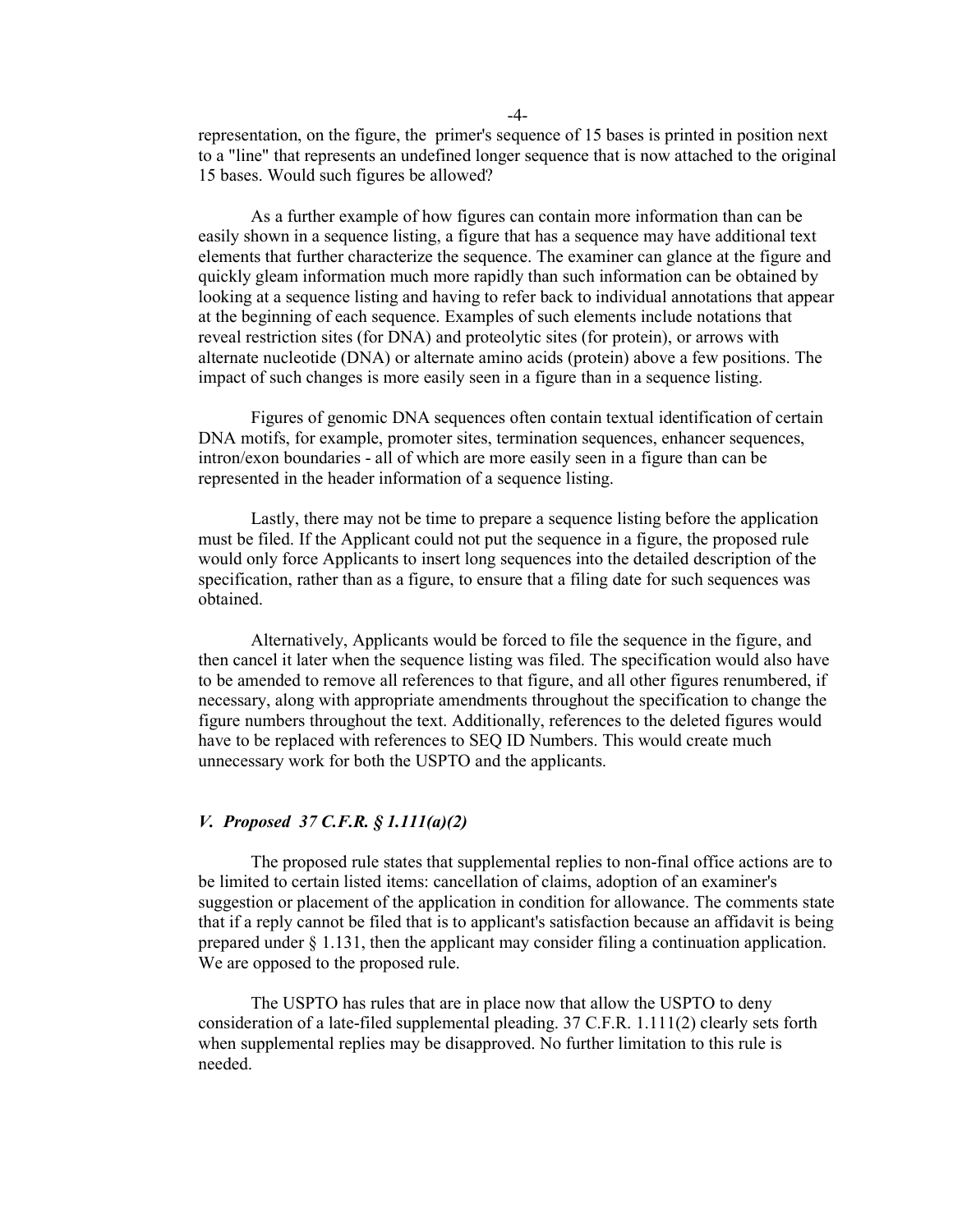representation, on the figure, the primer's sequence of 15 bases is printed in position next to a "line" that represents an undefined longer sequence that is now attached to the original 15 bases. Would such figures be allowed?

As a further example of how figures can contain more information than can be easily shown in a sequence listing, a figure that has a sequence may have additional text elements that further characterize the sequence. The examiner can glance at the figure and quickly gleam information much more rapidly than such information can be obtained by looking at a sequence listing and having to refer back to individual annotations that appear at the beginning of each sequence. Examples of such elements include notations that reveal restriction sites (for DNA) and proteolytic sites (for protein), or arrows with alternate nucleotide (DNA) or alternate amino acids (protein) above a few positions. The impact of such changes is more easily seen in a figure than in a sequence listing.

Figures of genomic DNA sequences often contain textual identification of certain DNA motifs, for example, promoter sites, termination sequences, enhancer sequences, intron/exon boundaries - all of which are more easily seen in a figure than can be represented in the header information of a sequence listing.

Lastly, there may not be time to prepare a sequence listing before the application must be filed. If the Applicant could not put the sequence in a figure, the proposed rule would only force Applicants to insert long sequences into the detailed description of the specification, rather than as a figure, to ensure that a filing date for such sequences was obtained.

Alternatively, Applicants would be forced to file the sequence in the figure, and then cancel it later when the sequence listing was filed. The specification would also have to be amended to remove all references to that figure, and all other figures renumbered, if necessary, along with appropriate amendments throughout the specification to change the figure numbers throughout the text. Additionally, references to the deleted figures would have to be replaced with references to SEQ ID Numbers. This would create much unnecessary work for both the USPTO and the applicants.

### *V. Proposed 37 C.F.R. § 1.111(a)(2)*

The proposed rule states that supplemental replies to non-final office actions are to be limited to certain listed items: cancellation of claims, adoption of an examiner's suggestion or placement of the application in condition for allowance. The comments state that if a reply cannot be filed that is to applicant's satisfaction because an affidavit is being prepared under § 1.131, then the applicant may consider filing a continuation application. We are opposed to the proposed rule.

The USPTO has rules that are in place now that allow the USPTO to deny consideration of a late-filed supplemental pleading. 37 C.F.R. 1.111(2) clearly sets forth when supplemental replies may be disapproved. No further limitation to this rule is needed.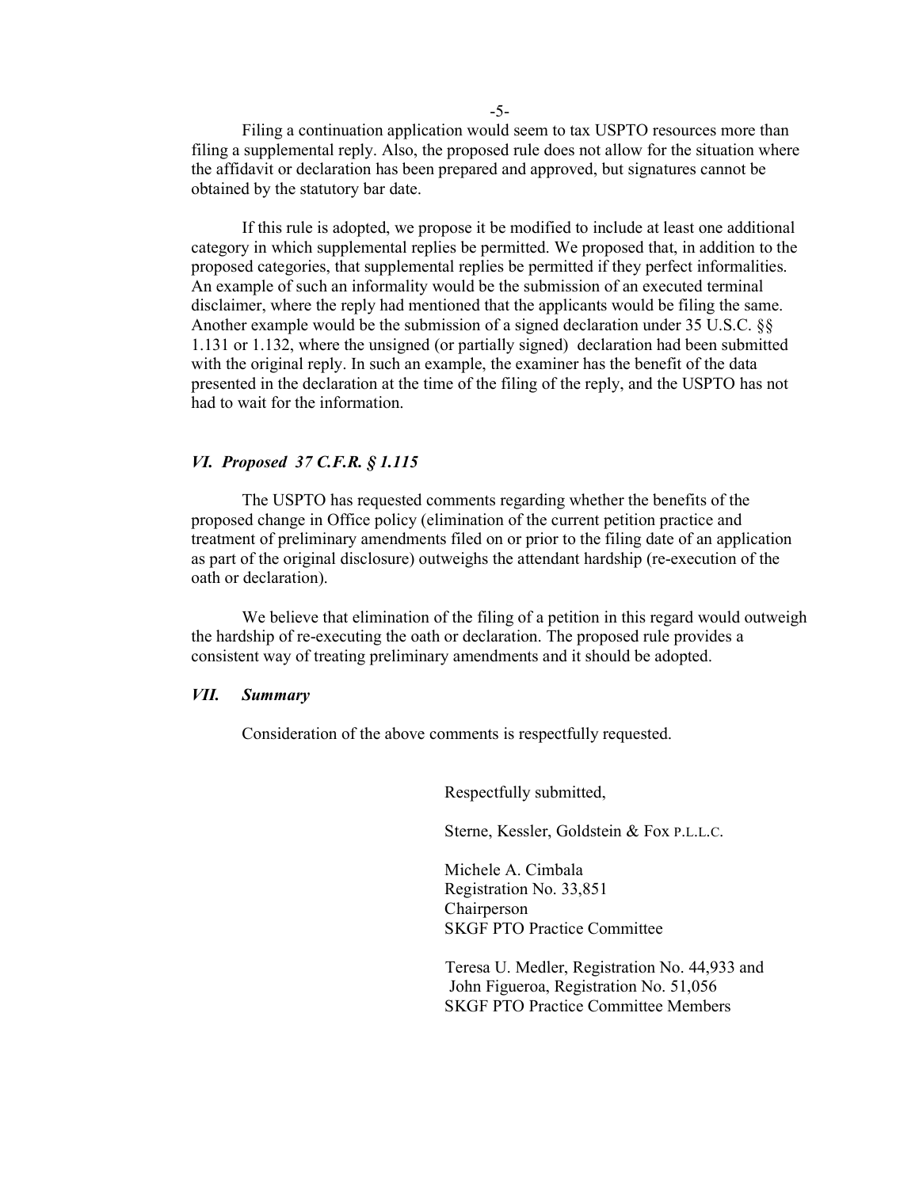Filing a continuation application would seem to tax USPTO resources more than filing a supplemental reply. Also, the proposed rule does not allow for the situation where the affidavit or declaration has been prepared and approved, but signatures cannot be obtained by the statutory bar date.

If this rule is adopted, we propose it be modified to include at least one additional category in which supplemental replies be permitted. We proposed that, in addition to the proposed categories, that supplemental replies be permitted if they perfect informalities. An example of such an informality would be the submission of an executed terminal disclaimer, where the reply had mentioned that the applicants would be filing the same. Another example would be the submission of a signed declaration under 35 U.S.C. §§ 1.131 or 1.132, where the unsigned (or partially signed) declaration had been submitted with the original reply. In such an example, the examiner has the benefit of the data presented in the declaration at the time of the filing of the reply, and the USPTO has not had to wait for the information.

### *VI. Proposed 37 C.F.R. § 1.115*

The USPTO has requested comments regarding whether the benefits of the proposed change in Office policy (elimination of the current petition practice and treatment of preliminary amendments filed on or prior to the filing date of an application as part of the original disclosure) outweighs the attendant hardship (re-execution of the oath or declaration).

We believe that elimination of the filing of a petition in this regard would outweigh the hardship of re-executing the oath or declaration. The proposed rule provides a consistent way of treating preliminary amendments and it should be adopted.

### *VII. Summary*

Consideration of the above comments is respectfully requested.

Respectfully submitted,

Sterne, Kessler, Goldstein & Fox P.L.L.C.

Michele A. Cimbala
Registration No. 33,851
Chairperson
SKGF PTO Practice Committee

Teresa U. Medler, Registration No. 44,933 and
John Figueroa, Registration No. 51,056
SKGF PTO Practice Committee Members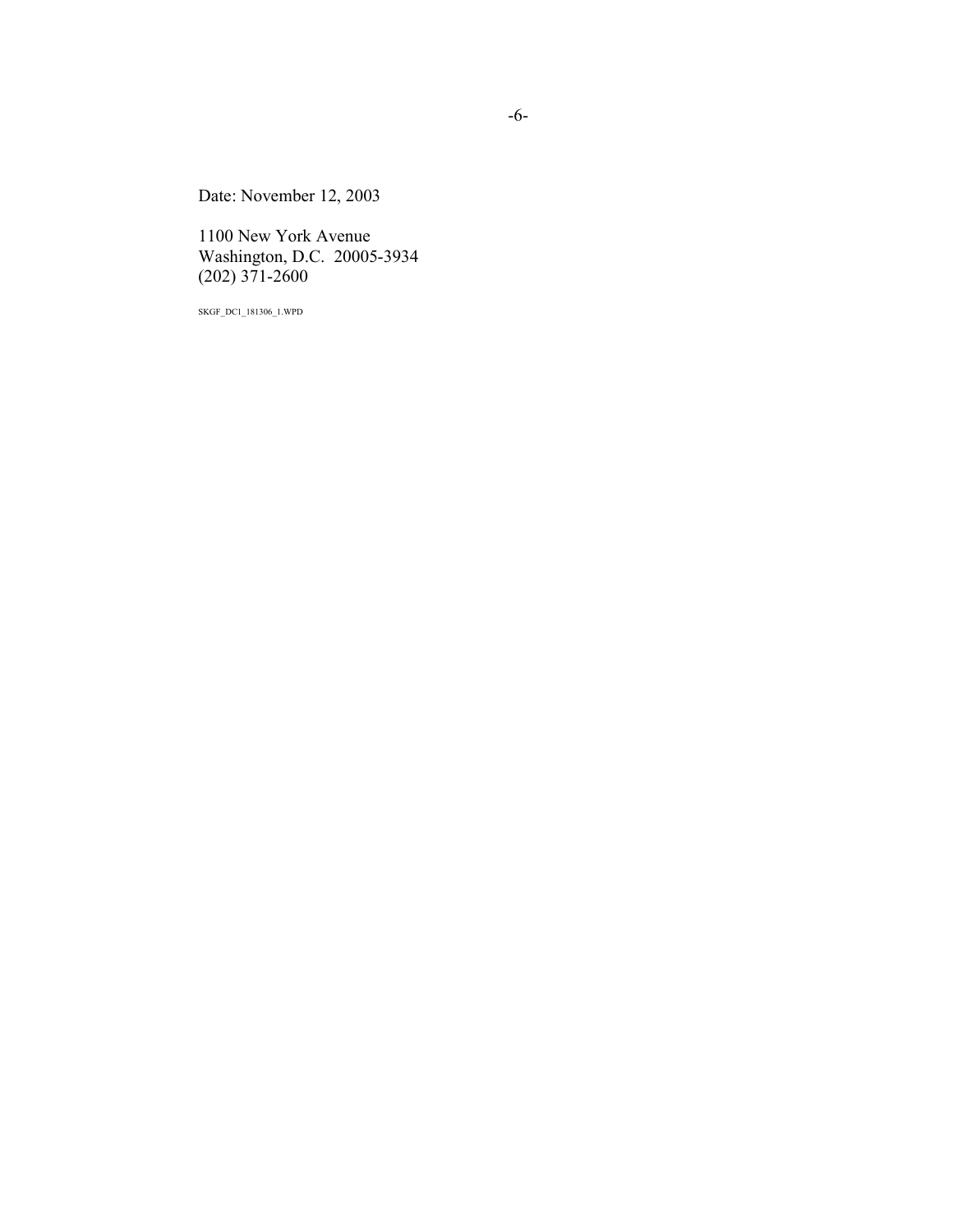Date: November 12, 2003

1100 New York Avenue
Washington, D.C. 20005-3934
(202) 371-2600

SKGF_DC1_181306_1.WPD